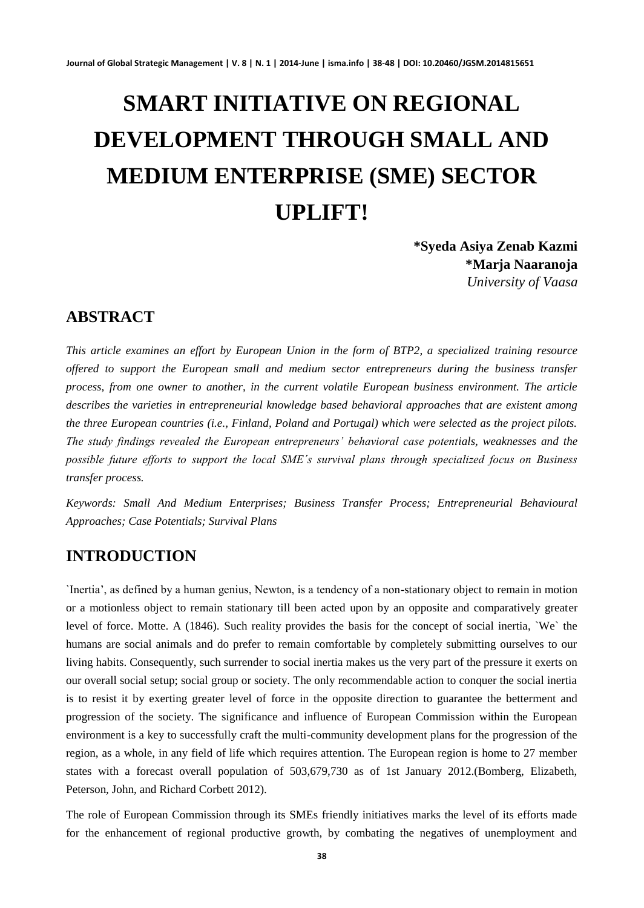# SMART INITIATIVE ON REGIONAL DEVELOPMENT THROUGH SMALL AND MEDIUM ENTERPRISE (SME) SECTOR UPLIFT!

**\*Syeda Asiya Zenab Kazmi**
**\*Marja Naaranoja**
*University of Vaasa*

## ABSTRACT

*This article examines an effort by European Union in the form of BTP2, a specialized training resource offered to support the European small and medium sector entrepreneurs during the business transfer process, from one owner to another, in the current volatile European business environment. The article describes the varieties in entrepreneurial knowledge based behavioral approaches that are existent among the three European countries (i.e., Finland, Poland and Portugal) which were selected as the project pilots. The study findings revealed the European entrepreneurs' behavioral case potentials, weaknesses and the possible future efforts to support the local SME´s survival plans through specialized focus on Business transfer process.*

*Keywords: Small And Medium Enterprises; Business Transfer Process; Entrepreneurial Behavioural Approaches; Case Potentials; Survival Plans*

## INTRODUCTION

`Inertia', as defined by a human genius, Newton, is a tendency of a non-stationary object to remain in motion or a motionless object to remain stationary till been acted upon by an opposite and comparatively greater level of force. Motte. A (1846). Such reality provides the basis for the concept of social inertia, `We` the humans are social animals and do prefer to remain comfortable by completely submitting ourselves to our living habits. Consequently, such surrender to social inertia makes us the very part of the pressure it exerts on our overall social setup; social group or society. The only recommendable action to conquer the social inertia is to resist it by exerting greater level of force in the opposite direction to guarantee the betterment and progression of the society. The significance and influence of European Commission within the European environment is a key to successfully craft the multi-community development plans for the progression of the region, as a whole, in any field of life which requires attention. The European region is home to 27 member states with a forecast overall population of 503,679,730 as of 1st January 2012.(Bomberg, Elizabeth, Peterson, John, and Richard Corbett 2012).

The role of European Commission through its SMEs friendly initiatives marks the level of its efforts made for the enhancement of regional productive growth, by combating the negatives of unemployment and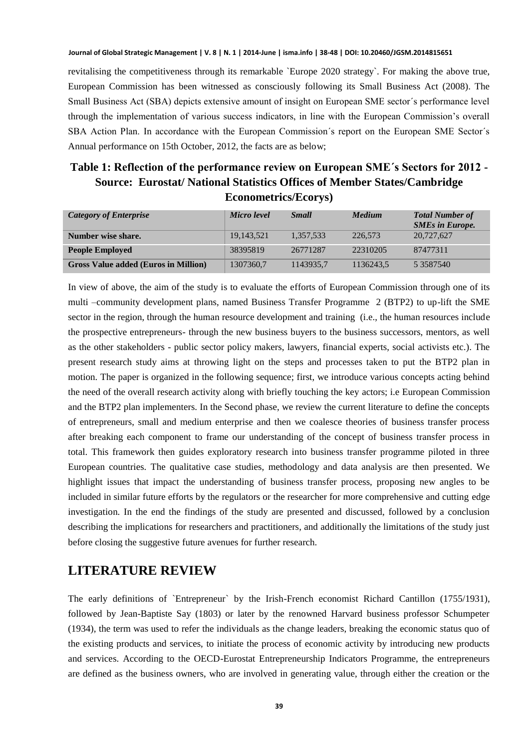revitalising the competitiveness through its remarkable `Europe 2020 strategy`. For making the above true, European Commission has been witnessed as consciously following its Small Business Act (2008). The Small Business Act (SBA) depicts extensive amount of insight on European SME sector´s performance level through the implementation of various success indicators, in line with the European Commission's overall SBA Action Plan. In accordance with the European Commission´s report on the European SME Sector´s Annual performance on 15th October, 2012, the facts are as below;

**Table 1: Reflection of the performance review on European SME´s Sectors for 2012 - Source: Eurostat/ National Statistics Offices of Member States/Cambridge Econometrics/Ecorys)**

| *Category of Enterprise* | *Micro level* | *Small* | *Medium* | *Total Number of SMEs in Europe.* |
|---|---|---|---|---|
| **Number wise share.** | 19,143,521 | 1,357,533 | 226,573 | 20,727,627 |
| **People Employed** | 38395819 | 26771287 | 22310205 | 87477311 |
| **Gross Value added (Euros in Million)** | 1307360,7 | 1143935,7 | 1136243,5 | 5 3587540 |

In view of above, the aim of the study is to evaluate the efforts of European Commission through one of its multi –community development plans, named Business Transfer Programme 2 (BTP2) to up-lift the SME sector in the region, through the human resource development and training (i.e., the human resources include the prospective entrepreneurs- through the new business buyers to the business successors, mentors, as well as the other stakeholders - public sector policy makers, lawyers, financial experts, social activists etc.). The present research study aims at throwing light on the steps and processes taken to put the BTP2 plan in motion. The paper is organized in the following sequence; first, we introduce various concepts acting behind the need of the overall research activity along with briefly touching the key actors; i.e European Commission and the BTP2 plan implementers. In the Second phase, we review the current literature to define the concepts of entrepreneurs, small and medium enterprise and then we coalesce theories of business transfer process after breaking each component to frame our understanding of the concept of business transfer process in total. This framework then guides exploratory research into business transfer programme piloted in three European countries. The qualitative case studies, methodology and data analysis are then presented. We highlight issues that impact the understanding of business transfer process, proposing new angles to be included in similar future efforts by the regulators or the researcher for more comprehensive and cutting edge investigation. In the end the findings of the study are presented and discussed, followed by a conclusion describing the implications for researchers and practitioners, and additionally the limitations of the study just before closing the suggestive future avenues for further research.

## LITERATURE REVIEW

The early definitions of `Entrepreneur` by the Irish-French economist Richard Cantillon (1755/1931), followed by Jean-Baptiste Say (1803) or later by the renowned Harvard business professor Schumpeter (1934), the term was used to refer the individuals as the change leaders, breaking the economic status quo of the existing products and services, to initiate the process of economic activity by introducing new products and services. According to the OECD-Eurostat Entrepreneurship Indicators Programme, the entrepreneurs are defined as the business owners, who are involved in generating value, through either the creation or the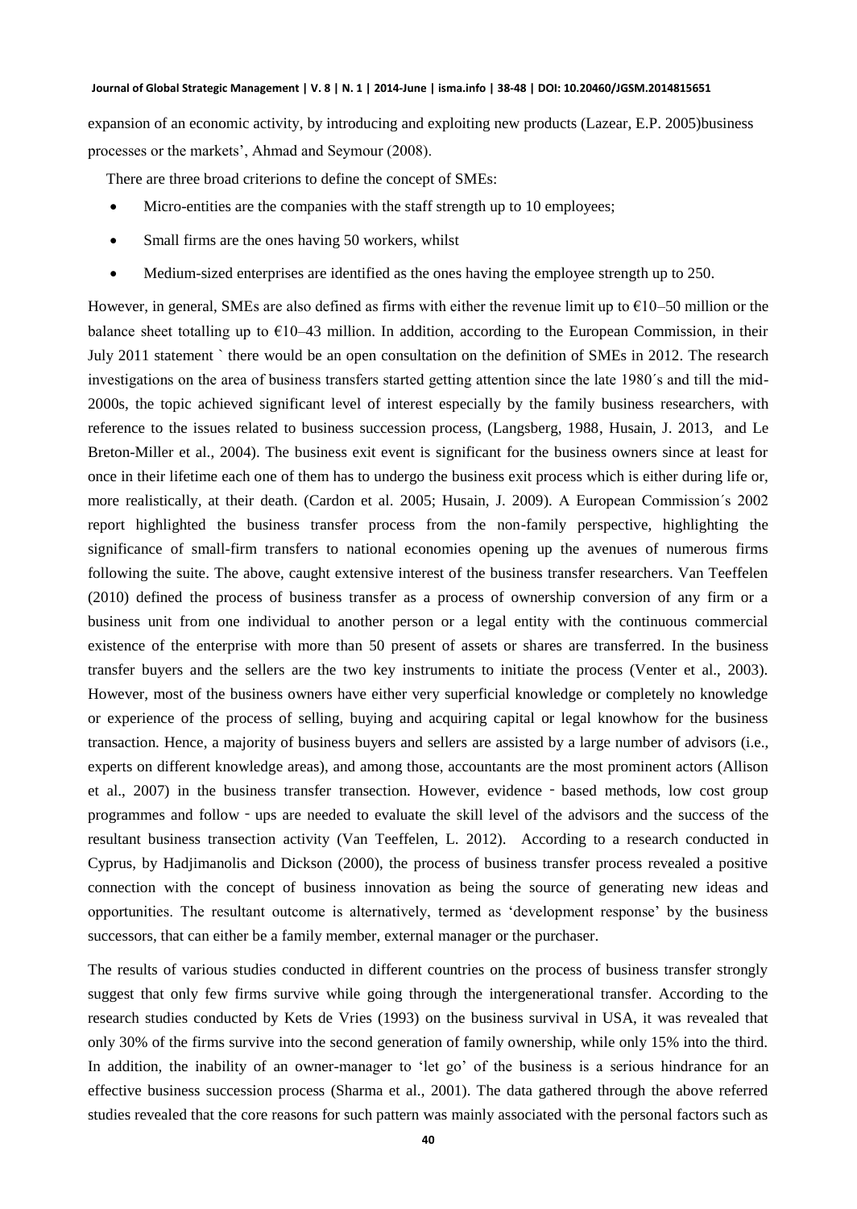expansion of an economic activity, by introducing and exploiting new products (Lazear, E.P. 2005)business processes or the markets', Ahmad and Seymour (2008).

There are three broad criterions to define the concept of SMEs:

- Micro-entities are the companies with the staff strength up to 10 employees;
- Small firms are the ones having 50 workers, whilst
- Medium-sized enterprises are identified as the ones having the employee strength up to 250.

However, in general, SMEs are also defined as firms with either the revenue limit up to €10–50 million or the balance sheet totalling up to €10–43 million. In addition, according to the European Commission, in their July 2011 statement ` there would be an open consultation on the definition of SMEs in 2012. The research investigations on the area of business transfers started getting attention since the late 1980´s and till the mid-2000s, the topic achieved significant level of interest especially by the family business researchers, with reference to the issues related to business succession process, (Langsberg, 1988, Husain, J. 2013, and Le Breton-Miller et al., 2004). The business exit event is significant for the business owners since at least for once in their lifetime each one of them has to undergo the business exit process which is either during life or, more realistically, at their death. (Cardon et al. 2005; Husain, J. 2009). A European Commission´s 2002 report highlighted the business transfer process from the non-family perspective, highlighting the significance of small-firm transfers to national economies opening up the avenues of numerous firms following the suite. The above, caught extensive interest of the business transfer researchers. Van Teeffelen (2010) defined the process of business transfer as a process of ownership conversion of any firm or a business unit from one individual to another person or a legal entity with the continuous commercial existence of the enterprise with more than 50 present of assets or shares are transferred. In the business transfer buyers and the sellers are the two key instruments to initiate the process (Venter et al., 2003). However, most of the business owners have either very superficial knowledge or completely no knowledge or experience of the process of selling, buying and acquiring capital or legal knowhow for the business transaction. Hence, a majority of business buyers and sellers are assisted by a large number of advisors (i.e., experts on different knowledge areas), and among those, accountants are the most prominent actors (Allison et al., 2007) in the business transfer transection. However, evidence - based methods, low cost group programmes and follow - ups are needed to evaluate the skill level of the advisors and the success of the resultant business transection activity (Van Teeffelen, L. 2012). According to a research conducted in Cyprus, by Hadjimanolis and Dickson (2000), the process of business transfer process revealed a positive connection with the concept of business innovation as being the source of generating new ideas and opportunities. The resultant outcome is alternatively, termed as 'development response' by the business successors, that can either be a family member, external manager or the purchaser.

The results of various studies conducted in different countries on the process of business transfer strongly suggest that only few firms survive while going through the intergenerational transfer. According to the research studies conducted by Kets de Vries (1993) on the business survival in USA, it was revealed that only 30% of the firms survive into the second generation of family ownership, while only 15% into the third. In addition, the inability of an owner-manager to 'let go' of the business is a serious hindrance for an effective business succession process (Sharma et al., 2001). The data gathered through the above referred studies revealed that the core reasons for such pattern was mainly associated with the personal factors such as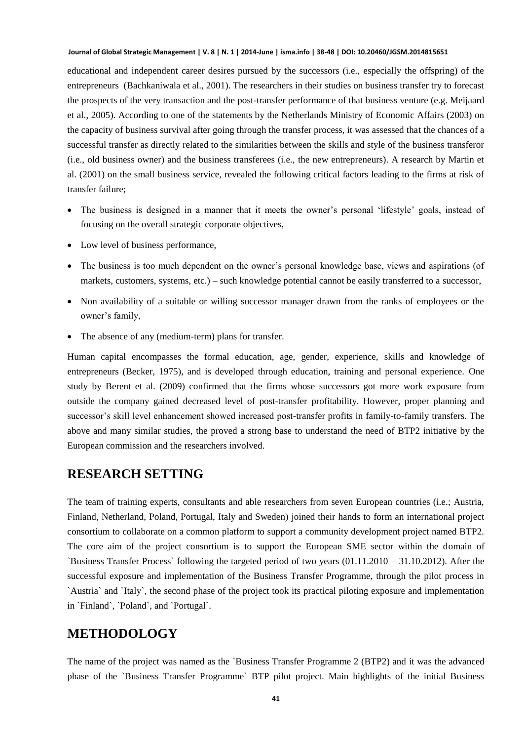educational and independent career desires pursued by the successors (i.e., especially the offspring) of the entrepreneurs (Bachkaniwala et al., 2001). The researchers in their studies on business transfer try to forecast the prospects of the very transaction and the post-transfer performance of that business venture (e.g. Meijaard et al., 2005). According to one of the statements by the Netherlands Ministry of Economic Affairs (2003) on the capacity of business survival after going through the transfer process, it was assessed that the chances of a successful transfer as directly related to the similarities between the skills and style of the business transferor (i.e., old business owner) and the business transferees (i.e., the new entrepreneurs). A research by Martin et al. (2001) on the small business service, revealed the following critical factors leading to the firms at risk of transfer failure;

- The business is designed in a manner that it meets the owner's personal 'lifestyle' goals, instead of focusing on the overall strategic corporate objectives,
- Low level of business performance,
- The business is too much dependent on the owner's personal knowledge base, views and aspirations (of markets, customers, systems, etc.) – such knowledge potential cannot be easily transferred to a successor,
- Non availability of a suitable or willing successor manager drawn from the ranks of employees or the owner's family,
- The absence of any (medium-term) plans for transfer.

Human capital encompasses the formal education, age, gender, experience, skills and knowledge of entrepreneurs (Becker, 1975), and is developed through education, training and personal experience. One study by Berent et al. (2009) confirmed that the firms whose successors got more work exposure from outside the company gained decreased level of post-transfer profitability. However, proper planning and successor's skill level enhancement showed increased post-transfer profits in family-to-family transfers. The above and many similar studies, the proved a strong base to understand the need of BTP2 initiative by the European commission and the researchers involved.

## RESEARCH SETTING

The team of training experts, consultants and able researchers from seven European countries (i.e.; Austria, Finland, Netherland, Poland, Portugal, Italy and Sweden) joined their hands to form an international project consortium to collaborate on a common platform to support a community development project named BTP2. The core aim of the project consortium is to support the European SME sector within the domain of `Business Transfer Process` following the targeted period of two years (01.11.2010 – 31.10.2012). After the successful exposure and implementation of the Business Transfer Programme, through the pilot process in `Austria` and `Italy`, the second phase of the project took its practical piloting exposure and implementation in `Finland`, `Poland`, and `Portugal`.

## METHODOLOGY

The name of the project was named as the `Business Transfer Programme 2 (BTP2) and it was the advanced phase of the `Business Transfer Programme` BTP pilot project. Main highlights of the initial Business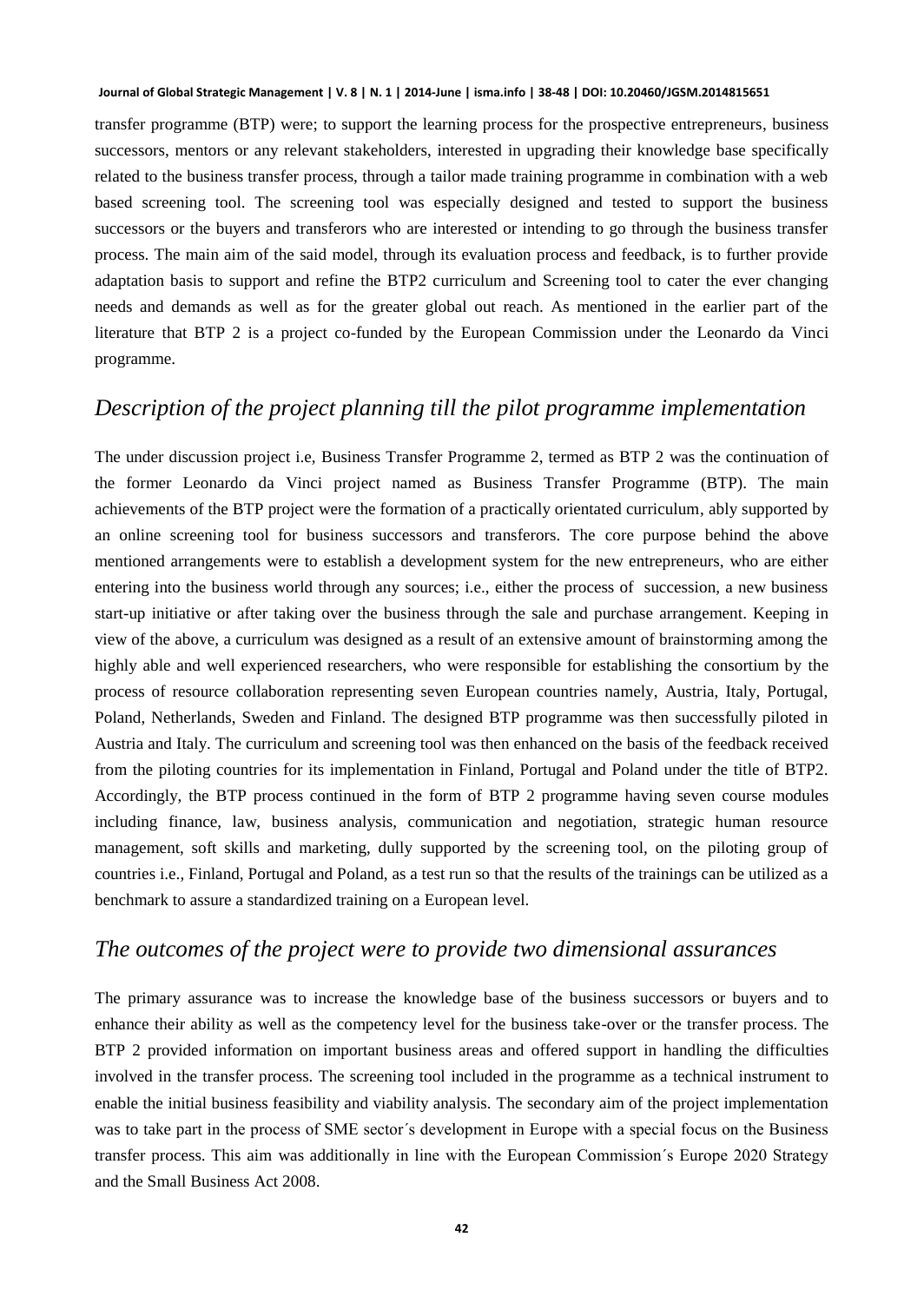transfer programme (BTP) were; to support the learning process for the prospective entrepreneurs, business successors, mentors or any relevant stakeholders, interested in upgrading their knowledge base specifically related to the business transfer process, through a tailor made training programme in combination with a web based screening tool. The screening tool was especially designed and tested to support the business successors or the buyers and transferors who are interested or intending to go through the business transfer process. The main aim of the said model, through its evaluation process and feedback, is to further provide adaptation basis to support and refine the BTP2 curriculum and Screening tool to cater the ever changing needs and demands as well as for the greater global out reach. As mentioned in the earlier part of the literature that BTP 2 is a project co-funded by the European Commission under the Leonardo da Vinci programme.

## *Description of the project planning till the pilot programme implementation*

The under discussion project i.e, Business Transfer Programme 2, termed as BTP 2 was the continuation of the former Leonardo da Vinci project named as Business Transfer Programme (BTP). The main achievements of the BTP project were the formation of a practically orientated curriculum, ably supported by an online screening tool for business successors and transferors. The core purpose behind the above mentioned arrangements were to establish a development system for the new entrepreneurs, who are either entering into the business world through any sources; i.e., either the process of succession, a new business start-up initiative or after taking over the business through the sale and purchase arrangement. Keeping in view of the above, a curriculum was designed as a result of an extensive amount of brainstorming among the highly able and well experienced researchers, who were responsible for establishing the consortium by the process of resource collaboration representing seven European countries namely, Austria, Italy, Portugal, Poland, Netherlands, Sweden and Finland. The designed BTP programme was then successfully piloted in Austria and Italy. The curriculum and screening tool was then enhanced on the basis of the feedback received from the piloting countries for its implementation in Finland, Portugal and Poland under the title of BTP2. Accordingly, the BTP process continued in the form of BTP 2 programme having seven course modules including finance, law, business analysis, communication and negotiation, strategic human resource management, soft skills and marketing, dully supported by the screening tool, on the piloting group of countries i.e., Finland, Portugal and Poland, as a test run so that the results of the trainings can be utilized as a benchmark to assure a standardized training on a European level.

## *The outcomes of the project were to provide two dimensional assurances*

The primary assurance was to increase the knowledge base of the business successors or buyers and to enhance their ability as well as the competency level for the business take-over or the transfer process. The BTP 2 provided information on important business areas and offered support in handling the difficulties involved in the transfer process. The screening tool included in the programme as a technical instrument to enable the initial business feasibility and viability analysis. The secondary aim of the project implementation was to take part in the process of SME sector´s development in Europe with a special focus on the Business transfer process. This aim was additionally in line with the European Commission´s Europe 2020 Strategy and the Small Business Act 2008.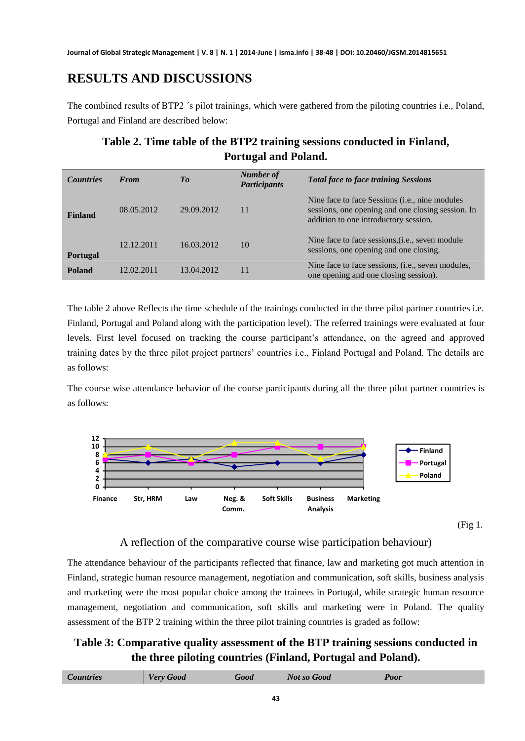# RESULTS AND DISCUSSIONS

The combined results of BTP2 ´s pilot trainings, which were gathered from the piloting countries i.e., Poland, Portugal and Finland are described below:

## Table 2. Time table of the BTP2 training sessions conducted in Finland, Portugal and Poland.

| *Countries* | *From* | *To* | *Number of Participants* | *Total face to face training Sessions* |
|---|---|---|---|---|
| **Finland** | 08.05.2012 | 29.09.2012 | 11 | Nine face to face Sessions (i.e., nine modules sessions, one opening and one closing session. In addition to one introductory session. |
| **Portugal** | 12.12.2011 | 16.03.2012 | 10 | Nine face to face sessions,(i.e., seven module sessions, one opening and one closing. |
| **Poland** | 12.02.2011 | 13.04.2012 | 11 | Nine face to face sessions, (i.e., seven modules, one opening and one closing session). |

The table 2 above Reflects the time schedule of the trainings conducted in the three pilot partner countries i.e. Finland, Portugal and Poland along with the participation level). The referred trainings were evaluated at four levels. First level focused on tracking the course participant's attendance, on the agreed and approved training dates by the three pilot project partners' countries i.e., Finland Portugal and Poland. The details are as follows:

The course wise attendance behavior of the course participants during all the three pilot partner countries is as follows:

(Fig 1.

A reflection of the comparative course wise participation behaviour)

The attendance behaviour of the participants reflected that finance, law and marketing got much attention in Finland, strategic human resource management, negotiation and communication, soft skills, business analysis and marketing were the most popular choice among the trainees in Portugal, while strategic human resource management, negotiation and communication, soft skills and marketing were in Poland. The quality assessment of the BTP 2 training within the three pilot training countries is graded as follow:

## Table 3: Comparative quality assessment of the BTP training sessions conducted in the three piloting countries (Finland, Portugal and Poland).

| *Countries* | *Very Good* | *Good* | *Not so Good* | *Poor* |
|---|---|---|---|---|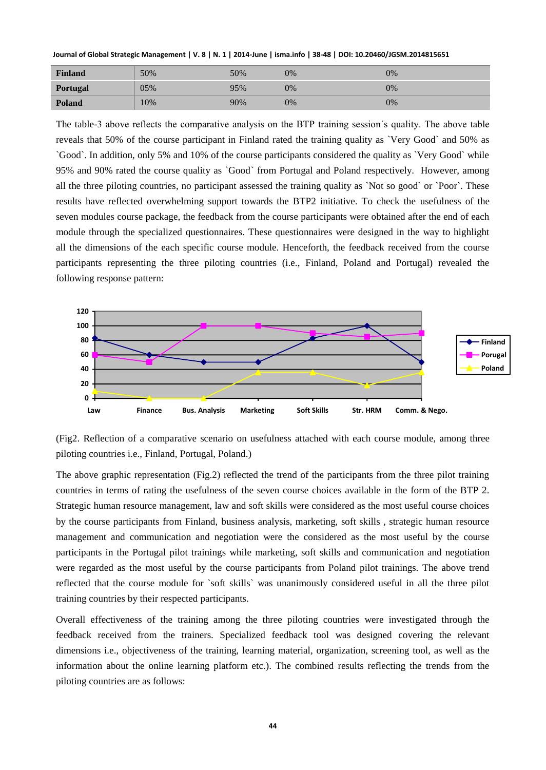| Finland | 50% | 50% | 0% | 0% |
|---|---|---|---|---|
| Portugal | 05% | 95% | 0% | 0% |
| Poland | 10% | 90% | 0% | 0% |

The table-3 above reflects the comparative analysis on the BTP training session´s quality. The above table reveals that 50% of the course participant in Finland rated the training quality as `Very Good` and 50% as `Good`. In addition, only 5% and 10% of the course participants considered the quality as `Very Good` while 95% and 90% rated the course quality as `Good` from Portugal and Poland respectively. However, among all the three piloting countries, no participant assessed the training quality as `Not so good` or `Poor`. These results have reflected overwhelming support towards the BTP2 initiative. To check the usefulness of the seven modules course package, the feedback from the course participants were obtained after the end of each module through the specialized questionnaires. These questionnaires were designed in the way to highlight all the dimensions of the each specific course module. Henceforth, the feedback received from the course participants representing the three piloting countries (i.e., Finland, Poland and Portugal) revealed the following response pattern:

(Fig2. Reflection of a comparative scenario on usefulness attached with each course module, among three piloting countries i.e., Finland, Portugal, Poland.)

The above graphic representation (Fig.2) reflected the trend of the participants from the three pilot training countries in terms of rating the usefulness of the seven course choices available in the form of the BTP 2. Strategic human resource management, law and soft skills were considered as the most useful course choices by the course participants from Finland, business analysis, marketing, soft skills , strategic human resource management and communication and negotiation were the considered as the most useful by the course participants in the Portugal pilot trainings while marketing, soft skills and communication and negotiation were regarded as the most useful by the course participants from Poland pilot trainings. The above trend reflected that the course module for `soft skills` was unanimously considered useful in all the three pilot training countries by their respected participants.

Overall effectiveness of the training among the three piloting countries were investigated through the feedback received from the trainers. Specialized feedback tool was designed covering the relevant dimensions i.e., objectiveness of the training, learning material, organization, screening tool, as well as the information about the online learning platform etc.). The combined results reflecting the trends from the piloting countries are as follows: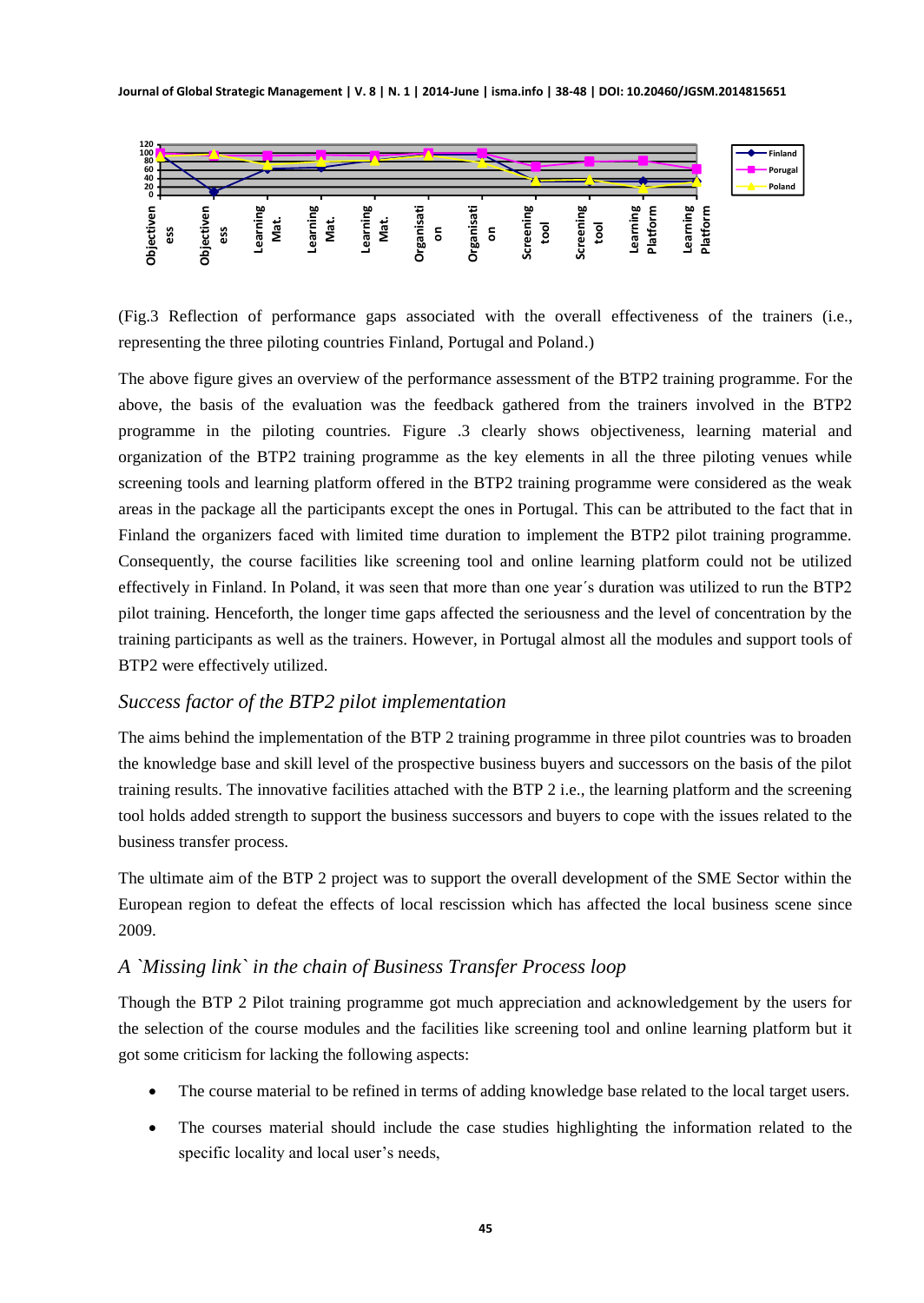(Fig.3 Reflection of performance gaps associated with the overall effectiveness of the trainers (i.e., representing the three piloting countries Finland, Portugal and Poland.)

The above figure gives an overview of the performance assessment of the BTP2 training programme. For the above, the basis of the evaluation was the feedback gathered from the trainers involved in the BTP2 programme in the piloting countries. Figure .3 clearly shows objectiveness, learning material and organization of the BTP2 training programme as the key elements in all the three piloting venues while screening tools and learning platform offered in the BTP2 training programme were considered as the weak areas in the package all the participants except the ones in Portugal. This can be attributed to the fact that in Finland the organizers faced with limited time duration to implement the BTP2 pilot training programme. Consequently, the course facilities like screening tool and online learning platform could not be utilized effectively in Finland. In Poland, it was seen that more than one year´s duration was utilized to run the BTP2 pilot training. Henceforth, the longer time gaps affected the seriousness and the level of concentration by the training participants as well as the trainers. However, in Portugal almost all the modules and support tools of BTP2 were effectively utilized.

### *Success factor of the BTP2 pilot implementation*

The aims behind the implementation of the BTP 2 training programme in three pilot countries was to broaden the knowledge base and skill level of the prospective business buyers and successors on the basis of the pilot training results. The innovative facilities attached with the BTP 2 i.e., the learning platform and the screening tool holds added strength to support the business successors and buyers to cope with the issues related to the business transfer process.

The ultimate aim of the BTP 2 project was to support the overall development of the SME Sector within the European region to defeat the effects of local rescission which has affected the local business scene since 2009.

### *A `Missing link` in the chain of Business Transfer Process loop*

Though the BTP 2 Pilot training programme got much appreciation and acknowledgement by the users for the selection of the course modules and the facilities like screening tool and online learning platform but it got some criticism for lacking the following aspects:

- The course material to be refined in terms of adding knowledge base related to the local target users.
- The courses material should include the case studies highlighting the information related to the specific locality and local user's needs,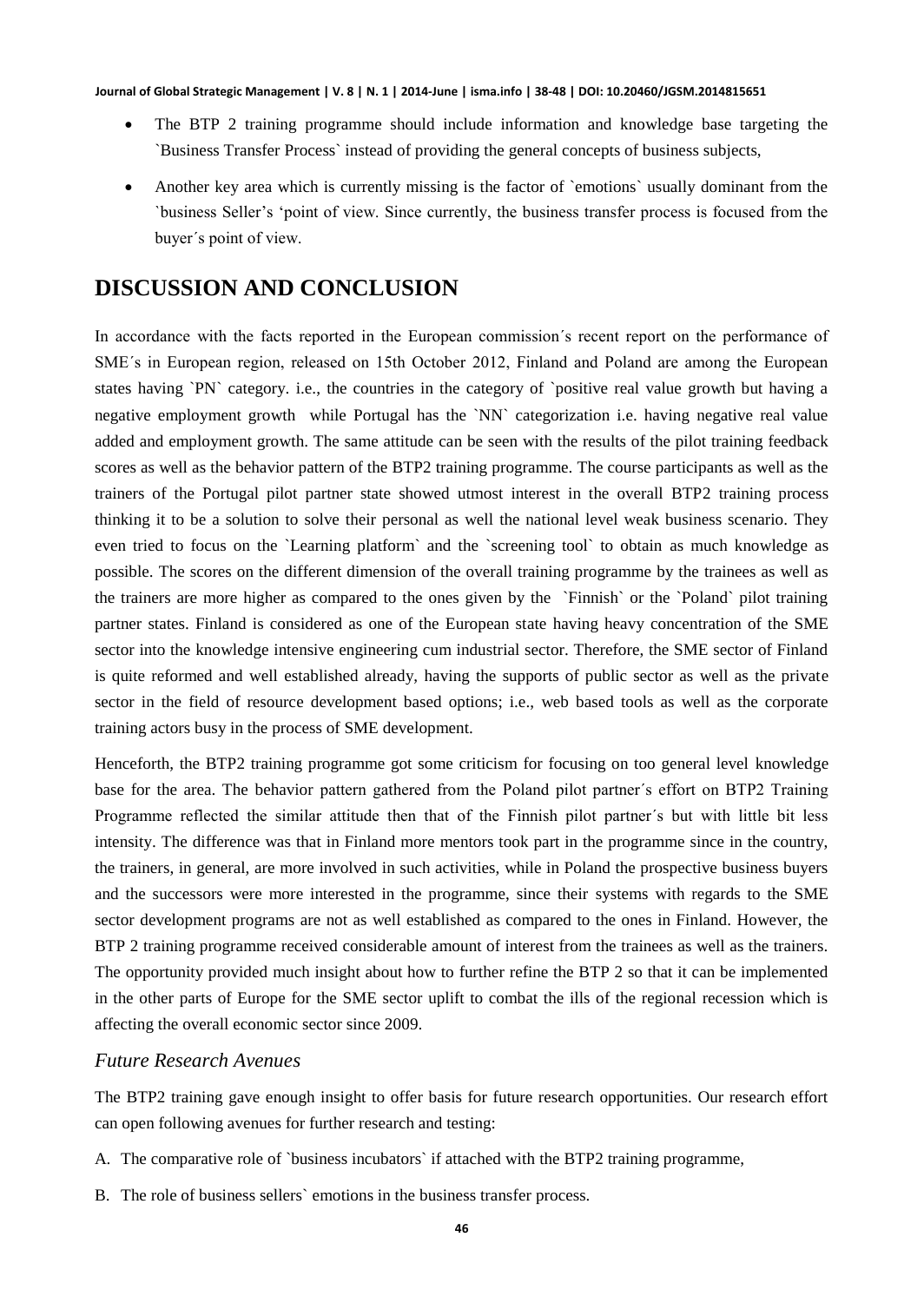- The BTP 2 training programme should include information and knowledge base targeting the `Business Transfer Process` instead of providing the general concepts of business subjects,
- Another key area which is currently missing is the factor of `emotions` usually dominant from the `business Seller's 'point of view. Since currently, the business transfer process is focused from the buyer´s point of view.

# DISCUSSION AND CONCLUSION

In accordance with the facts reported in the European commission´s recent report on the performance of SME´s in European region, released on 15th October 2012, Finland and Poland are among the European states having `PN` category. i.e., the countries in the category of `positive real value growth but having a negative employment growth while Portugal has the `NN` categorization i.e. having negative real value added and employment growth. The same attitude can be seen with the results of the pilot training feedback scores as well as the behavior pattern of the BTP2 training programme. The course participants as well as the trainers of the Portugal pilot partner state showed utmost interest in the overall BTP2 training process thinking it to be a solution to solve their personal as well the national level weak business scenario. They even tried to focus on the `Learning platform` and the `screening tool` to obtain as much knowledge as possible. The scores on the different dimension of the overall training programme by the trainees as well as the trainers are more higher as compared to the ones given by the `Finnish` or the `Poland` pilot training partner states. Finland is considered as one of the European state having heavy concentration of the SME sector into the knowledge intensive engineering cum industrial sector. Therefore, the SME sector of Finland is quite reformed and well established already, having the supports of public sector as well as the private sector in the field of resource development based options; i.e., web based tools as well as the corporate training actors busy in the process of SME development.

Henceforth, the BTP2 training programme got some criticism for focusing on too general level knowledge base for the area. The behavior pattern gathered from the Poland pilot partner´s effort on BTP2 Training Programme reflected the similar attitude then that of the Finnish pilot partner´s but with little bit less intensity. The difference was that in Finland more mentors took part in the programme since in the country, the trainers, in general, are more involved in such activities, while in Poland the prospective business buyers and the successors were more interested in the programme, since their systems with regards to the SME sector development programs are not as well established as compared to the ones in Finland. However, the BTP 2 training programme received considerable amount of interest from the trainees as well as the trainers. The opportunity provided much insight about how to further refine the BTP 2 so that it can be implemented in the other parts of Europe for the SME sector uplift to combat the ills of the regional recession which is affecting the overall economic sector since 2009.

### *Future Research Avenues*

The BTP2 training gave enough insight to offer basis for future research opportunities. Our research effort can open following avenues for further research and testing:

A. The comparative role of `business incubators` if attached with the BTP2 training programme,

B. The role of business sellers` emotions in the business transfer process.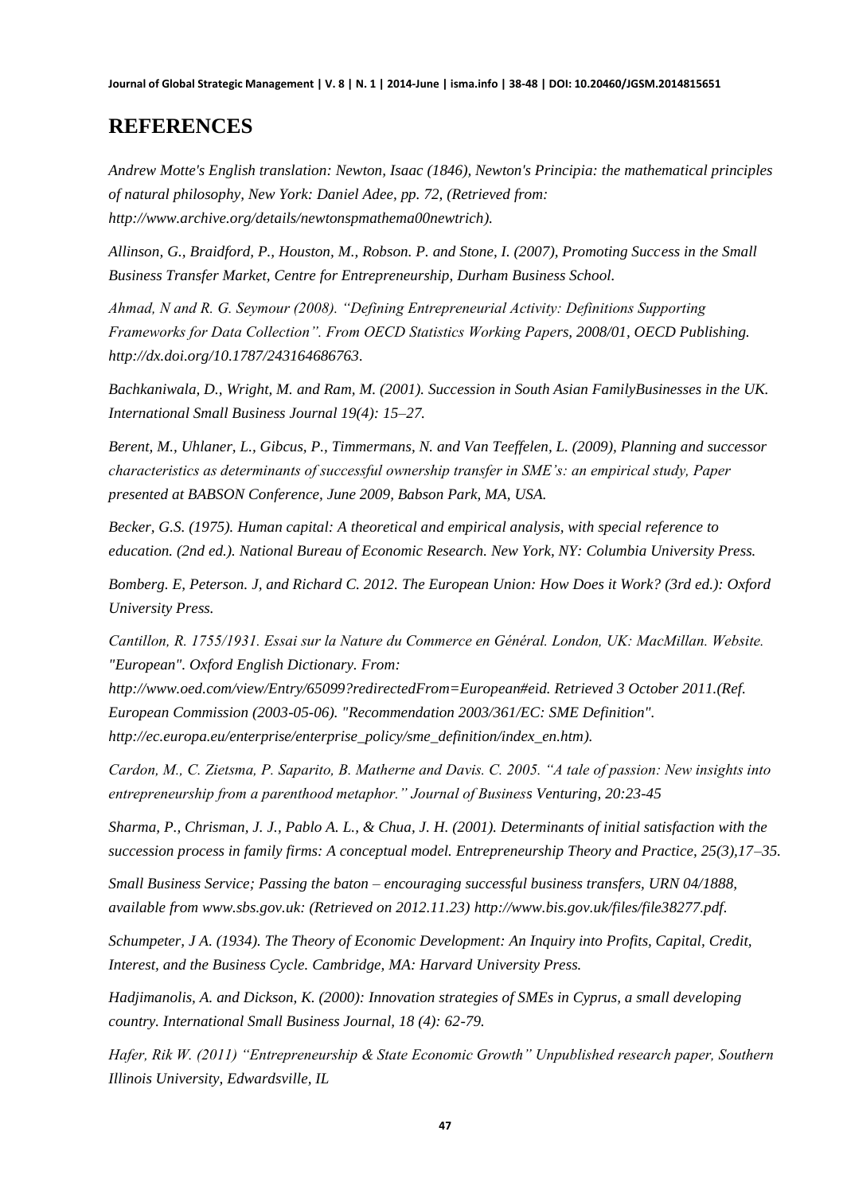## REFERENCES

*Andrew Motte's English translation: Newton, Isaac (1846), Newton's Principia: the mathematical principles of natural philosophy, New York: Daniel Adee, pp. 72, (Retrieved from: http://www.archive.org/details/newtonspmathema00newtrich).*

*Allinson, G., Braidford, P., Houston, M., Robson. P. and Stone, I. (2007), Promoting Success in the Small Business Transfer Market, Centre for Entrepreneurship, Durham Business School.*

*Ahmad, N and R. G. Seymour (2008). "Defining Entrepreneurial Activity: Definitions Supporting Frameworks for Data Collection". From OECD Statistics Working Papers, 2008/01, OECD Publishing. http://dx.doi.org/10.1787/243164686763.*

*Bachkaniwala, D., Wright, M. and Ram, M. (2001). Succession in South Asian FamilyBusinesses in the UK. International Small Business Journal 19(4): 15–27.*

*Berent, M., Uhlaner, L., Gibcus, P., Timmermans, N. and Van Teeffelen, L. (2009), Planning and successor characteristics as determinants of successful ownership transfer in SME's: an empirical study, Paper presented at BABSON Conference, June 2009, Babson Park, MA, USA.*

*Becker, G.S. (1975). Human capital: A theoretical and empirical analysis, with special reference to education. (2nd ed.). National Bureau of Economic Research. New York, NY: Columbia University Press.*

*Bomberg. E, Peterson. J, and Richard C. 2012. The European Union: How Does it Work? (3rd ed.): Oxford University Press.*

*Cantillon, R. 1755/1931. Essai sur la Nature du Commerce en Général. London, UK: MacMillan. Website. "European". Oxford English Dictionary. From: http://www.oed.com/view/Entry/65099?redirectedFrom=European#eid. Retrieved 3 October 2011.(Ref. European Commission (2003-05-06). "Recommendation 2003/361/EC: SME Definition". http://ec.europa.eu/enterprise/enterprise_policy/sme_definition/index_en.htm).*

*Cardon, M., C. Zietsma, P. Saparito, B. Matherne and Davis. C. 2005. "A tale of passion: New insights into entrepreneurship from a parenthood metaphor." Journal of Business Venturing, 20:23-45*

*Sharma, P., Chrisman, J. J., Pablo A. L., & Chua, J. H. (2001). Determinants of initial satisfaction with the succession process in family firms: A conceptual model. Entrepreneurship Theory and Practice, 25(3),17–35.*

*Small Business Service; Passing the baton – encouraging successful business transfers, URN 04/1888, available from www.sbs.gov.uk: (Retrieved on 2012.11.23) http://www.bis.gov.uk/files/file38277.pdf.*

*Schumpeter, J A. (1934). The Theory of Economic Development: An Inquiry into Profits, Capital, Credit, Interest, and the Business Cycle. Cambridge, MA: Harvard University Press.*

*Hadjimanolis, A. and Dickson, K. (2000): Innovation strategies of SMEs in Cyprus, a small developing country. International Small Business Journal, 18 (4): 62-79.*

*Hafer, Rik W. (2011) "Entrepreneurship & State Economic Growth" Unpublished research paper, Southern Illinois University, Edwardsville, IL*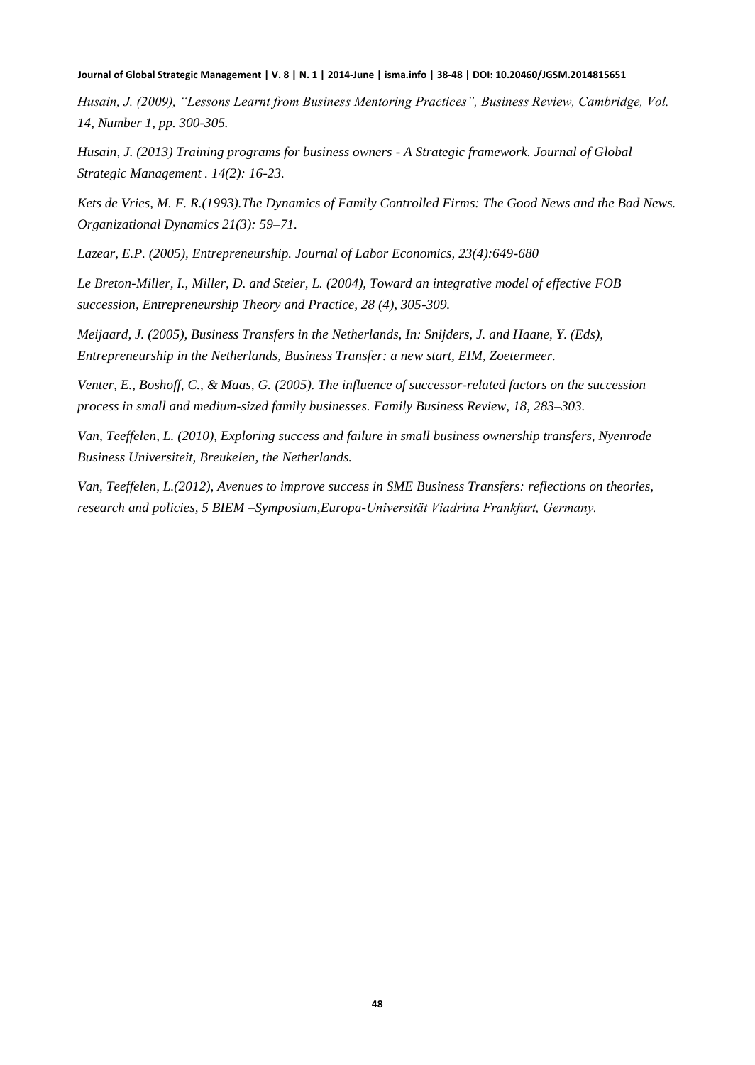*Husain, J. (2009), "Lessons Learnt from Business Mentoring Practices", Business Review, Cambridge, Vol. 14, Number 1, pp. 300-305.*

*Husain, J. (2013) Training programs for business owners - A Strategic framework. Journal of Global Strategic Management . 14(2): 16-23.*

*Kets de Vries, M. F. R.(1993).The Dynamics of Family Controlled Firms: The Good News and the Bad News. Organizational Dynamics 21(3): 59–71.*

*Lazear, E.P. (2005), Entrepreneurship. Journal of Labor Economics, 23(4):649-680*

*Le Breton-Miller, I., Miller, D. and Steier, L. (2004), Toward an integrative model of effective FOB succession, Entrepreneurship Theory and Practice, 28 (4), 305-309.*

*Meijaard, J. (2005), Business Transfers in the Netherlands, In: Snijders, J. and Haane, Y. (Eds), Entrepreneurship in the Netherlands, Business Transfer: a new start, EIM, Zoetermeer.*

*Venter, E., Boshoff, C., & Maas, G. (2005). The influence of successor-related factors on the succession process in small and medium-sized family businesses. Family Business Review, 18, 283–303.*

*Van, Teeffelen, L. (2010), Exploring success and failure in small business ownership transfers, Nyenrode Business Universiteit, Breukelen, the Netherlands.*

*Van, Teeffelen, L.(2012), Avenues to improve success in SME Business Transfers: reflections on theories, research and policies, 5 BIEM –Symposium,Europa-Universität Viadrina Frankfurt, Germany.*